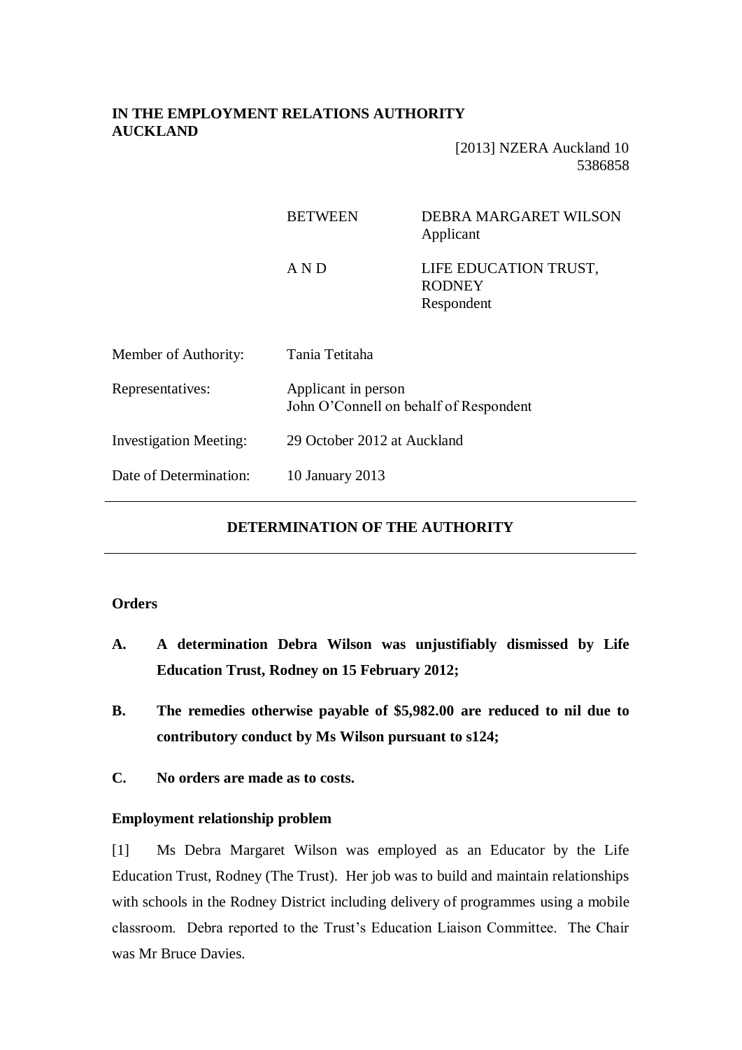**IN THE EMPLOYMENT RELATIONS AUTHORITY AUCKLAND**

[2013] NZERA Auckland 10
5386858

| | |
|---|---|
| BETWEEN | DEBRA MARGARET WILSON<br>Applicant |
| A N D | LIFE EDUCATION TRUST, RODNEY<br>Respondent |

| | |
|---|---|
| Member of Authority: | Tania Tetitaha |
| Representatives: | Applicant in person<br>John O'Connell on behalf of Respondent |
| Investigation Meeting: | 29 October 2012 at Auckland |
| Date of Determination: | 10 January 2013 |

---

## DETERMINATION OF THE AUTHORITY

---

### Orders

**A. A determination Debra Wilson was unjustifiably dismissed by Life Education Trust, Rodney on 15 February 2012;**

**B. The remedies otherwise payable of $5,982.00 are reduced to nil due to contributory conduct by Ms Wilson pursuant to s124;**

**C. No orders are made as to costs.**

### Employment relationship problem

[1] Ms Debra Margaret Wilson was employed as an Educator by the Life Education Trust, Rodney (The Trust). Her job was to build and maintain relationships with schools in the Rodney District including delivery of programmes using a mobile classroom. Debra reported to the Trust's Education Liaison Committee. The Chair was Mr Bruce Davies.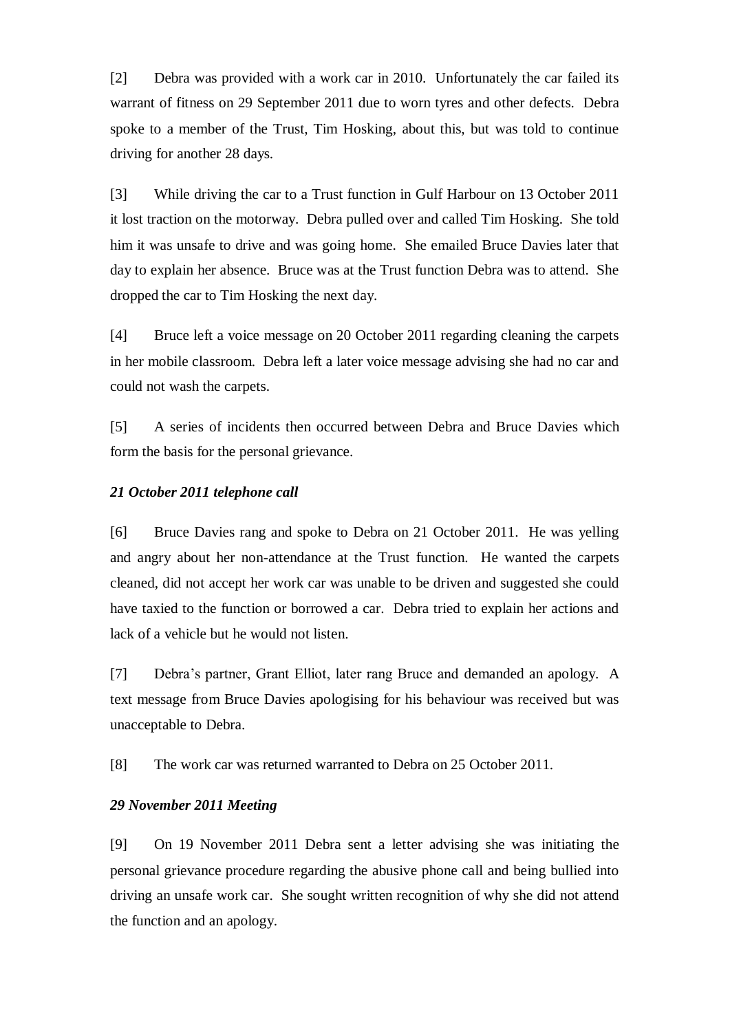[2] Debra was provided with a work car in 2010. Unfortunately the car failed its warrant of fitness on 29 September 2011 due to worn tyres and other defects. Debra spoke to a member of the Trust, Tim Hosking, about this, but was told to continue driving for another 28 days.

[3] While driving the car to a Trust function in Gulf Harbour on 13 October 2011 it lost traction on the motorway. Debra pulled over and called Tim Hosking. She told him it was unsafe to drive and was going home. She emailed Bruce Davies later that day to explain her absence. Bruce was at the Trust function Debra was to attend. She dropped the car to Tim Hosking the next day.

[4] Bruce left a voice message on 20 October 2011 regarding cleaning the carpets in her mobile classroom. Debra left a later voice message advising she had no car and could not wash the carpets.

[5] A series of incidents then occurred between Debra and Bruce Davies which form the basis for the personal grievance.

***21 October 2011 telephone call***

[6] Bruce Davies rang and spoke to Debra on 21 October 2011. He was yelling and angry about her non-attendance at the Trust function. He wanted the carpets cleaned, did not accept her work car was unable to be driven and suggested she could have taxied to the function or borrowed a car. Debra tried to explain her actions and lack of a vehicle but he would not listen.

[7] Debra's partner, Grant Elliot, later rang Bruce and demanded an apology. A text message from Bruce Davies apologising for his behaviour was received but was unacceptable to Debra.

[8] The work car was returned warranted to Debra on 25 October 2011.

***29 November 2011 Meeting***

[9] On 19 November 2011 Debra sent a letter advising she was initiating the personal grievance procedure regarding the abusive phone call and being bullied into driving an unsafe work car. She sought written recognition of why she did not attend the function and an apology.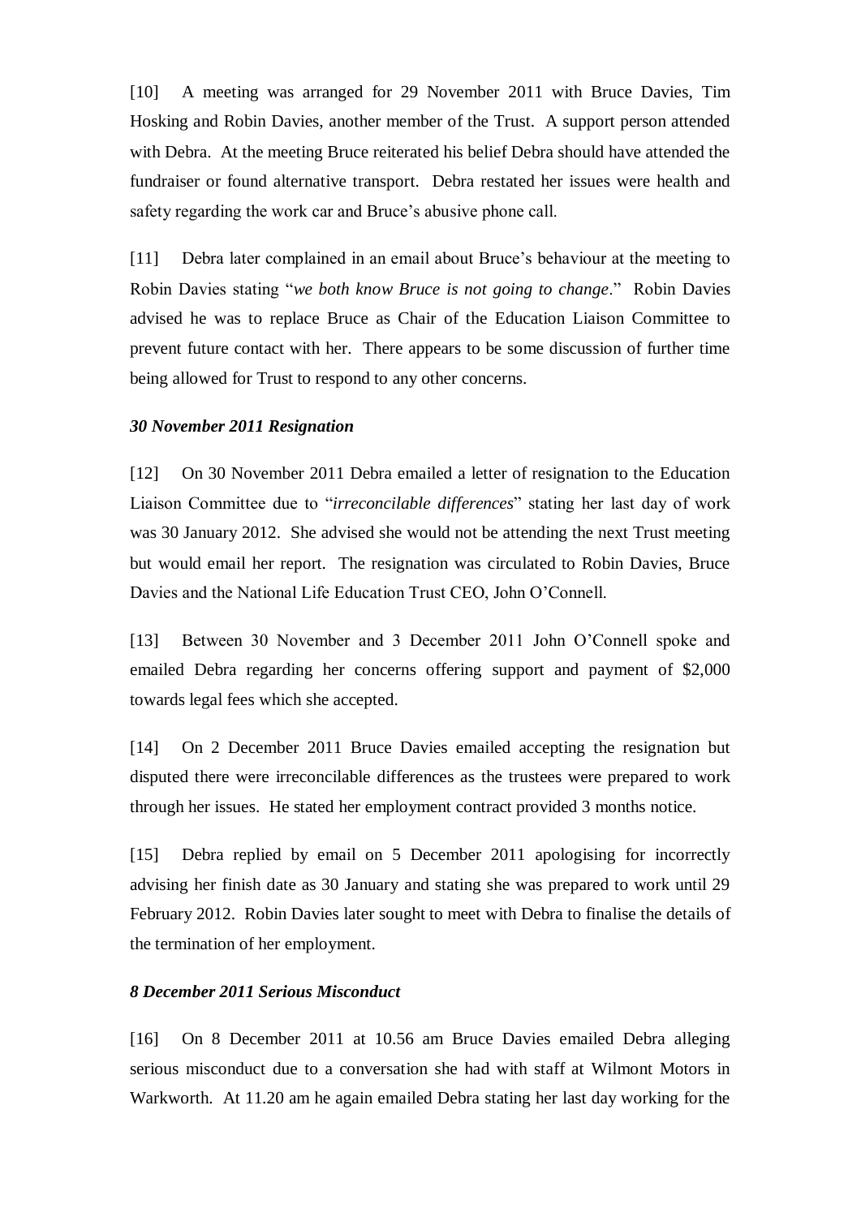[10] A meeting was arranged for 29 November 2011 with Bruce Davies, Tim Hosking and Robin Davies, another member of the Trust. A support person attended with Debra. At the meeting Bruce reiterated his belief Debra should have attended the fundraiser or found alternative transport. Debra restated her issues were health and safety regarding the work car and Bruce's abusive phone call.

[11] Debra later complained in an email about Bruce's behaviour at the meeting to Robin Davies stating "*we both know Bruce is not going to change*." Robin Davies advised he was to replace Bruce as Chair of the Education Liaison Committee to prevent future contact with her. There appears to be some discussion of further time being allowed for Trust to respond to any other concerns.

***30 November 2011 Resignation***

[12] On 30 November 2011 Debra emailed a letter of resignation to the Education Liaison Committee due to "*irreconcilable differences*" stating her last day of work was 30 January 2012. She advised she would not be attending the next Trust meeting but would email her report. The resignation was circulated to Robin Davies, Bruce Davies and the National Life Education Trust CEO, John O'Connell.

[13] Between 30 November and 3 December 2011 John O'Connell spoke and emailed Debra regarding her concerns offering support and payment of $2,000 towards legal fees which she accepted.

[14] On 2 December 2011 Bruce Davies emailed accepting the resignation but disputed there were irreconcilable differences as the trustees were prepared to work through her issues. He stated her employment contract provided 3 months notice.

[15] Debra replied by email on 5 December 2011 apologising for incorrectly advising her finish date as 30 January and stating she was prepared to work until 29 February 2012. Robin Davies later sought to meet with Debra to finalise the details of the termination of her employment.

***8 December 2011 Serious Misconduct***

[16] On 8 December 2011 at 10.56 am Bruce Davies emailed Debra alleging serious misconduct due to a conversation she had with staff at Wilmont Motors in Warkworth. At 11.20 am he again emailed Debra stating her last day working for the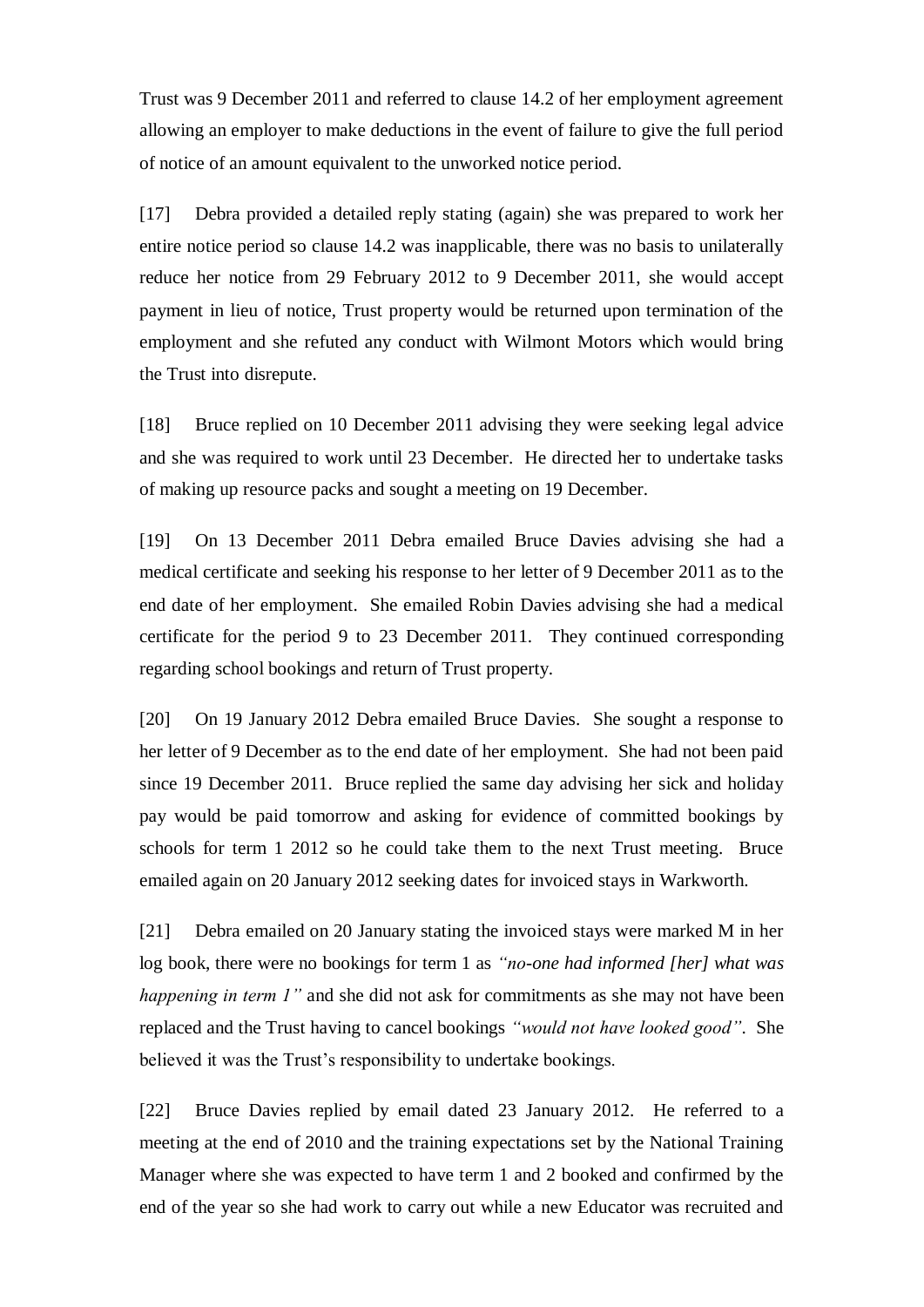Trust was 9 December 2011 and referred to clause 14.2 of her employment agreement allowing an employer to make deductions in the event of failure to give the full period of notice of an amount equivalent to the unworked notice period.

[17] Debra provided a detailed reply stating (again) she was prepared to work her entire notice period so clause 14.2 was inapplicable, there was no basis to unilaterally reduce her notice from 29 February 2012 to 9 December 2011, she would accept payment in lieu of notice, Trust property would be returned upon termination of the employment and she refuted any conduct with Wilmont Motors which would bring the Trust into disrepute.

[18] Bruce replied on 10 December 2011 advising they were seeking legal advice and she was required to work until 23 December. He directed her to undertake tasks of making up resource packs and sought a meeting on 19 December.

[19] On 13 December 2011 Debra emailed Bruce Davies advising she had a medical certificate and seeking his response to her letter of 9 December 2011 as to the end date of her employment. She emailed Robin Davies advising she had a medical certificate for the period 9 to 23 December 2011. They continued corresponding regarding school bookings and return of Trust property.

[20] On 19 January 2012 Debra emailed Bruce Davies. She sought a response to her letter of 9 December as to the end date of her employment. She had not been paid since 19 December 2011. Bruce replied the same day advising her sick and holiday pay would be paid tomorrow and asking for evidence of committed bookings by schools for term 1 2012 so he could take them to the next Trust meeting. Bruce emailed again on 20 January 2012 seeking dates for invoiced stays in Warkworth.

[21] Debra emailed on 20 January stating the invoiced stays were marked M in her log book, there were no bookings for term 1 as *"no-one had informed [her] what was happening in term 1"* and she did not ask for commitments as she may not have been replaced and the Trust having to cancel bookings *"would not have looked good"*. She believed it was the Trust's responsibility to undertake bookings.

[22] Bruce Davies replied by email dated 23 January 2012. He referred to a meeting at the end of 2010 and the training expectations set by the National Training Manager where she was expected to have term 1 and 2 booked and confirmed by the end of the year so she had work to carry out while a new Educator was recruited and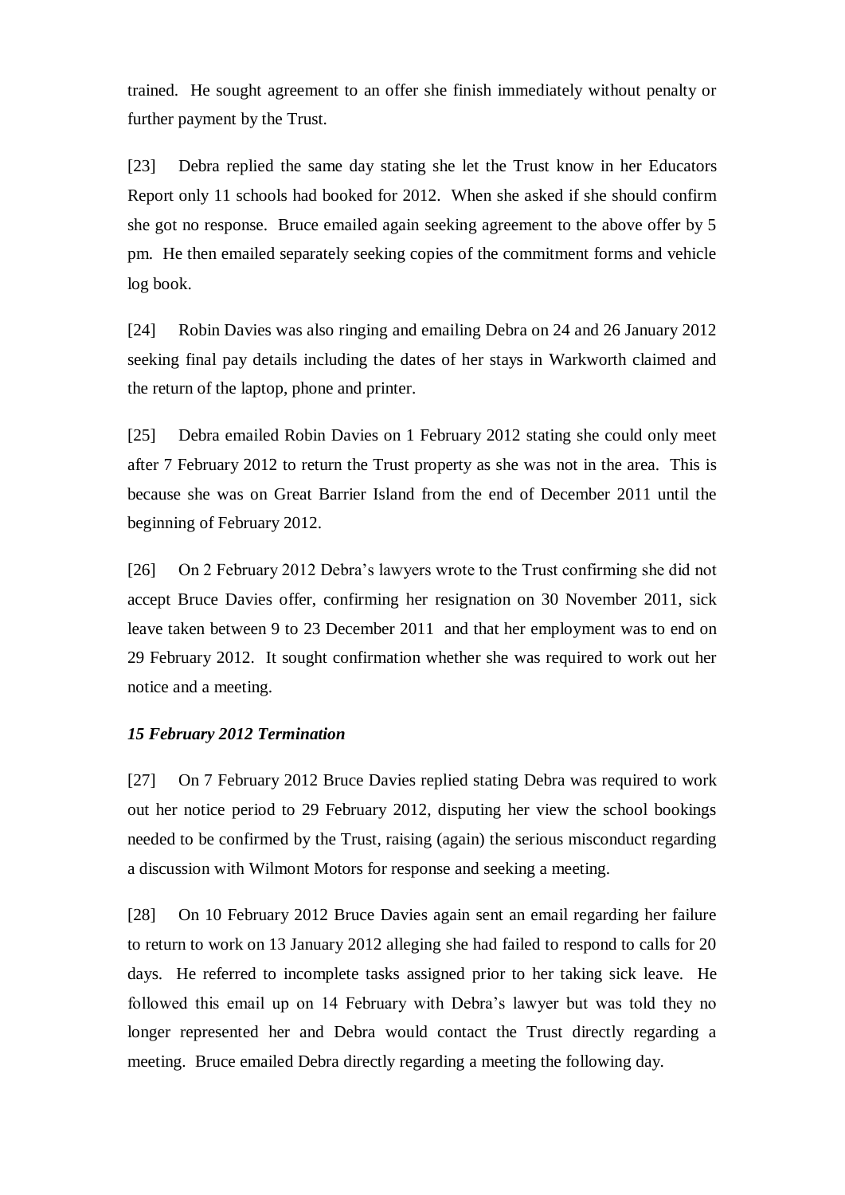trained. He sought agreement to an offer she finish immediately without penalty or further payment by the Trust.

[23] Debra replied the same day stating she let the Trust know in her Educators Report only 11 schools had booked for 2012. When she asked if she should confirm she got no response. Bruce emailed again seeking agreement to the above offer by 5 pm. He then emailed separately seeking copies of the commitment forms and vehicle log book.

[24] Robin Davies was also ringing and emailing Debra on 24 and 26 January 2012 seeking final pay details including the dates of her stays in Warkworth claimed and the return of the laptop, phone and printer.

[25] Debra emailed Robin Davies on 1 February 2012 stating she could only meet after 7 February 2012 to return the Trust property as she was not in the area. This is because she was on Great Barrier Island from the end of December 2011 until the beginning of February 2012.

[26] On 2 February 2012 Debra's lawyers wrote to the Trust confirming she did not accept Bruce Davies offer, confirming her resignation on 30 November 2011, sick leave taken between 9 to 23 December 2011 and that her employment was to end on 29 February 2012. It sought confirmation whether she was required to work out her notice and a meeting.

### *15 February 2012 Termination*

[27] On 7 February 2012 Bruce Davies replied stating Debra was required to work out her notice period to 29 February 2012, disputing her view the school bookings needed to be confirmed by the Trust, raising (again) the serious misconduct regarding a discussion with Wilmont Motors for response and seeking a meeting.

[28] On 10 February 2012 Bruce Davies again sent an email regarding her failure to return to work on 13 January 2012 alleging she had failed to respond to calls for 20 days. He referred to incomplete tasks assigned prior to her taking sick leave. He followed this email up on 14 February with Debra's lawyer but was told they no longer represented her and Debra would contact the Trust directly regarding a meeting. Bruce emailed Debra directly regarding a meeting the following day.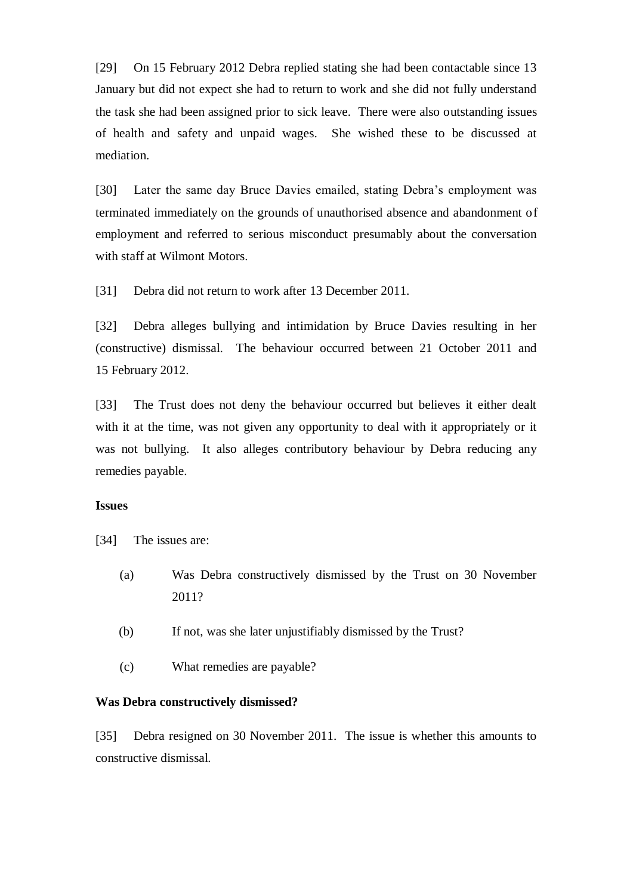[29] On 15 February 2012 Debra replied stating she had been contactable since 13 January but did not expect she had to return to work and she did not fully understand the task she had been assigned prior to sick leave. There were also outstanding issues of health and safety and unpaid wages. She wished these to be discussed at mediation.

[30] Later the same day Bruce Davies emailed, stating Debra's employment was terminated immediately on the grounds of unauthorised absence and abandonment of employment and referred to serious misconduct presumably about the conversation with staff at Wilmont Motors.

[31] Debra did not return to work after 13 December 2011.

[32] Debra alleges bullying and intimidation by Bruce Davies resulting in her (constructive) dismissal. The behaviour occurred between 21 October 2011 and 15 February 2012.

[33] The Trust does not deny the behaviour occurred but believes it either dealt with it at the time, was not given any opportunity to deal with it appropriately or it was not bullying. It also alleges contributory behaviour by Debra reducing any remedies payable.

**Issues**

[34] The issues are:

(a) Was Debra constructively dismissed by the Trust on 30 November 2011?

(b) If not, was she later unjustifiably dismissed by the Trust?

(c) What remedies are payable?

**Was Debra constructively dismissed?**

[35] Debra resigned on 30 November 2011. The issue is whether this amounts to constructive dismissal.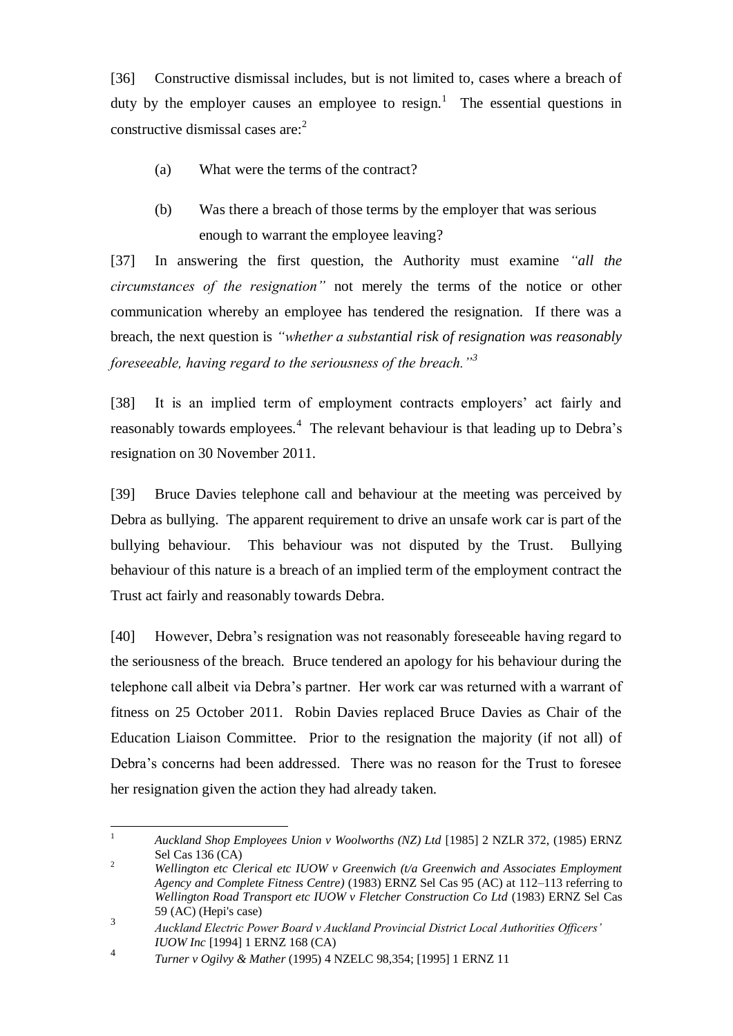[36] Constructive dismissal includes, but is not limited to, cases where a breach of duty by the employer causes an employee to resign.[1] The essential questions in constructive dismissal cases are:[2]

(a) What were the terms of the contract?

(b) Was there a breach of those terms by the employer that was serious enough to warrant the employee leaving?

[37] In answering the first question, the Authority must examine *"all the circumstances of the resignation"* not merely the terms of the notice or other communication whereby an employee has tendered the resignation. If there was a breach, the next question is *"whether a substantial risk of resignation was reasonably foreseeable, having regard to the seriousness of the breach."*[3]

[38] It is an implied term of employment contracts employers' act fairly and reasonably towards employees.[4] The relevant behaviour is that leading up to Debra's resignation on 30 November 2011.

[39] Bruce Davies telephone call and behaviour at the meeting was perceived by Debra as bullying. The apparent requirement to drive an unsafe work car is part of the bullying behaviour. This behaviour was not disputed by the Trust. Bullying behaviour of this nature is a breach of an implied term of the employment contract the Trust act fairly and reasonably towards Debra.

[40] However, Debra's resignation was not reasonably foreseeable having regard to the seriousness of the breach. Bruce tendered an apology for his behaviour during the telephone call albeit via Debra's partner. Her work car was returned with a warrant of fitness on 25 October 2011. Robin Davies replaced Bruce Davies as Chair of the Education Liaison Committee. Prior to the resignation the majority (if not all) of Debra's concerns had been addressed. There was no reason for the Trust to foresee her resignation given the action they had already taken.

---

[1] *Auckland Shop Employees Union v Woolworths (NZ) Ltd* [1985] 2 NZLR 372, (1985) ERNZ Sel Cas 136 (CA)

[2] *Wellington etc Clerical etc IUOW v Greenwich (t/a Greenwich and Associates Employment Agency and Complete Fitness Centre)* (1983) ERNZ Sel Cas 95 (AC) at 112–113 referring to *Wellington Road Transport etc IUOW v Fletcher Construction Co Ltd* (1983) ERNZ Sel Cas 59 (AC) (Hepi's case)

[3] *Auckland Electric Power Board v Auckland Provincial District Local Authorities Officers' IUOW Inc* [1994] 1 ERNZ 168 (CA)

[4] *Turner v Ogilvy & Mather* (1995) 4 NZELC 98,354; [1995] 1 ERNZ 11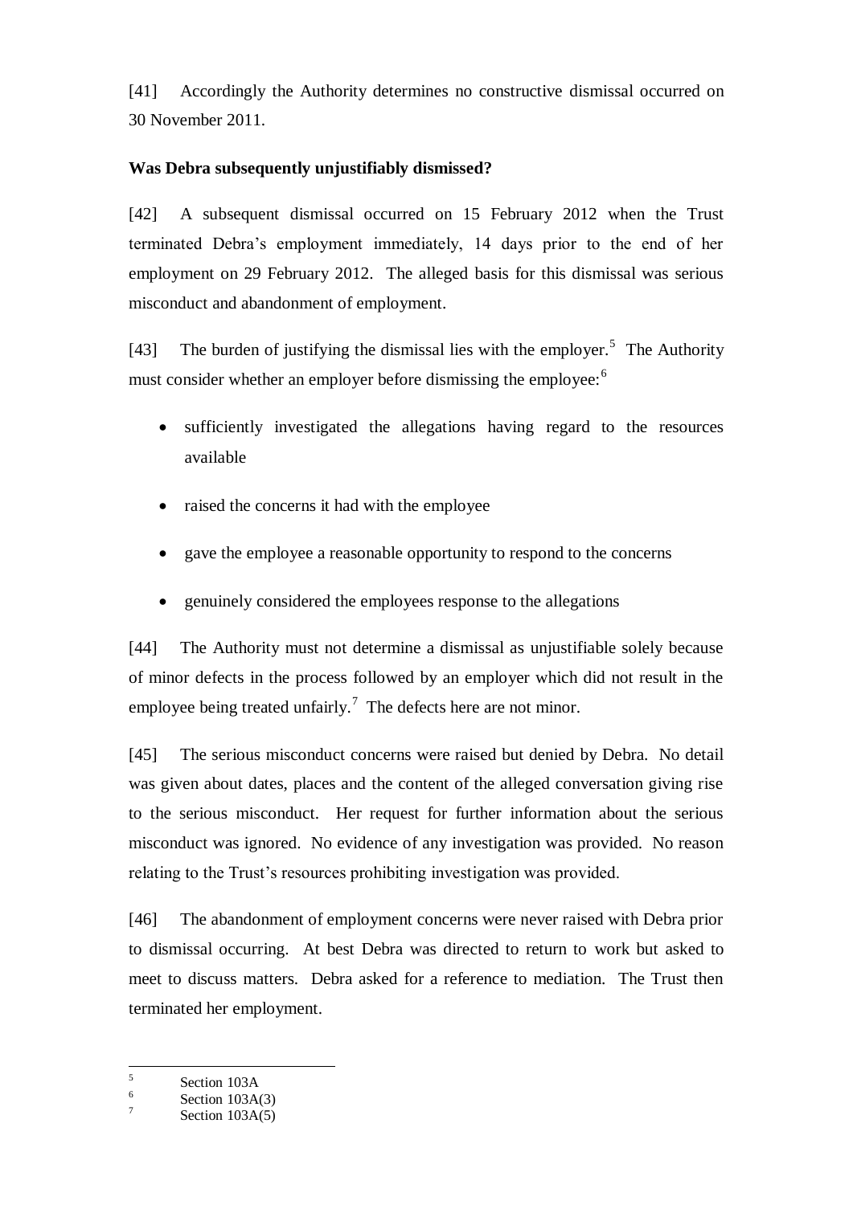[41] Accordingly the Authority determines no constructive dismissal occurred on 30 November 2011.

**Was Debra subsequently unjustifiably dismissed?**

[42] A subsequent dismissal occurred on 15 February 2012 when the Trust terminated Debra's employment immediately, 14 days prior to the end of her employment on 29 February 2012. The alleged basis for this dismissal was serious misconduct and abandonment of employment.

[43] The burden of justifying the dismissal lies with the employer.[5] The Authority must consider whether an employer before dismissing the employee:[6]

- sufficiently investigated the allegations having regard to the resources available
- raised the concerns it had with the employee
- gave the employee a reasonable opportunity to respond to the concerns
- genuinely considered the employees response to the allegations

[44] The Authority must not determine a dismissal as unjustifiable solely because of minor defects in the process followed by an employer which did not result in the employee being treated unfairly.[7] The defects here are not minor.

[45] The serious misconduct concerns were raised but denied by Debra. No detail was given about dates, places and the content of the alleged conversation giving rise to the serious misconduct. Her request for further information about the serious misconduct was ignored. No evidence of any investigation was provided. No reason relating to the Trust's resources prohibiting investigation was provided.

[46] The abandonment of employment concerns were never raised with Debra prior to dismissal occurring. At best Debra was directed to return to work but asked to meet to discuss matters. Debra asked for a reference to mediation. The Trust then terminated her employment.

---

[5] Section 103A

[6] Section 103A(3)

[7] Section 103A(5)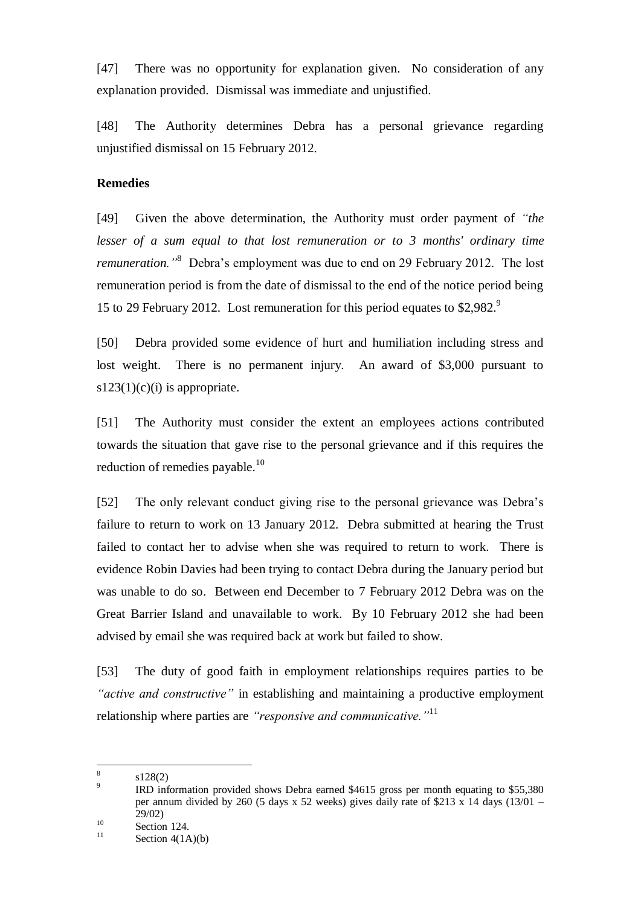[47] There was no opportunity for explanation given. No consideration of any explanation provided. Dismissal was immediate and unjustified.

[48] The Authority determines Debra has a personal grievance regarding unjustified dismissal on 15 February 2012.

**Remedies**

[49] Given the above determination, the Authority must order payment of *"the lesser of a sum equal to that lost remuneration or to 3 months' ordinary time remuneration."*[8] Debra's employment was due to end on 29 February 2012. The lost remuneration period is from the date of dismissal to the end of the notice period being 15 to 29 February 2012. Lost remuneration for this period equates to $2,982.[9]

[50] Debra provided some evidence of hurt and humiliation including stress and lost weight. There is no permanent injury. An award of $3,000 pursuant to s123(1)(c)(i) is appropriate.

[51] The Authority must consider the extent an employees actions contributed towards the situation that gave rise to the personal grievance and if this requires the reduction of remedies payable.[10]

[52] The only relevant conduct giving rise to the personal grievance was Debra's failure to return to work on 13 January 2012. Debra submitted at hearing the Trust failed to contact her to advise when she was required to return to work. There is evidence Robin Davies had been trying to contact Debra during the January period but was unable to do so. Between end December to 7 February 2012 Debra was on the Great Barrier Island and unavailable to work. By 10 February 2012 she had been advised by email she was required back at work but failed to show.

[53] The duty of good faith in employment relationships requires parties to be *"active and constructive"* in establishing and maintaining a productive employment relationship where parties are *"responsive and communicative."*[11]

---

[8] s128(2)

[9] IRD information provided shows Debra earned $4615 gross per month equating to $55,380 per annum divided by 260 (5 days x 52 weeks) gives daily rate of $213 x 14 days (13/01 – 29/02)

[10] Section 124.

[11] Section 4(1A)(b)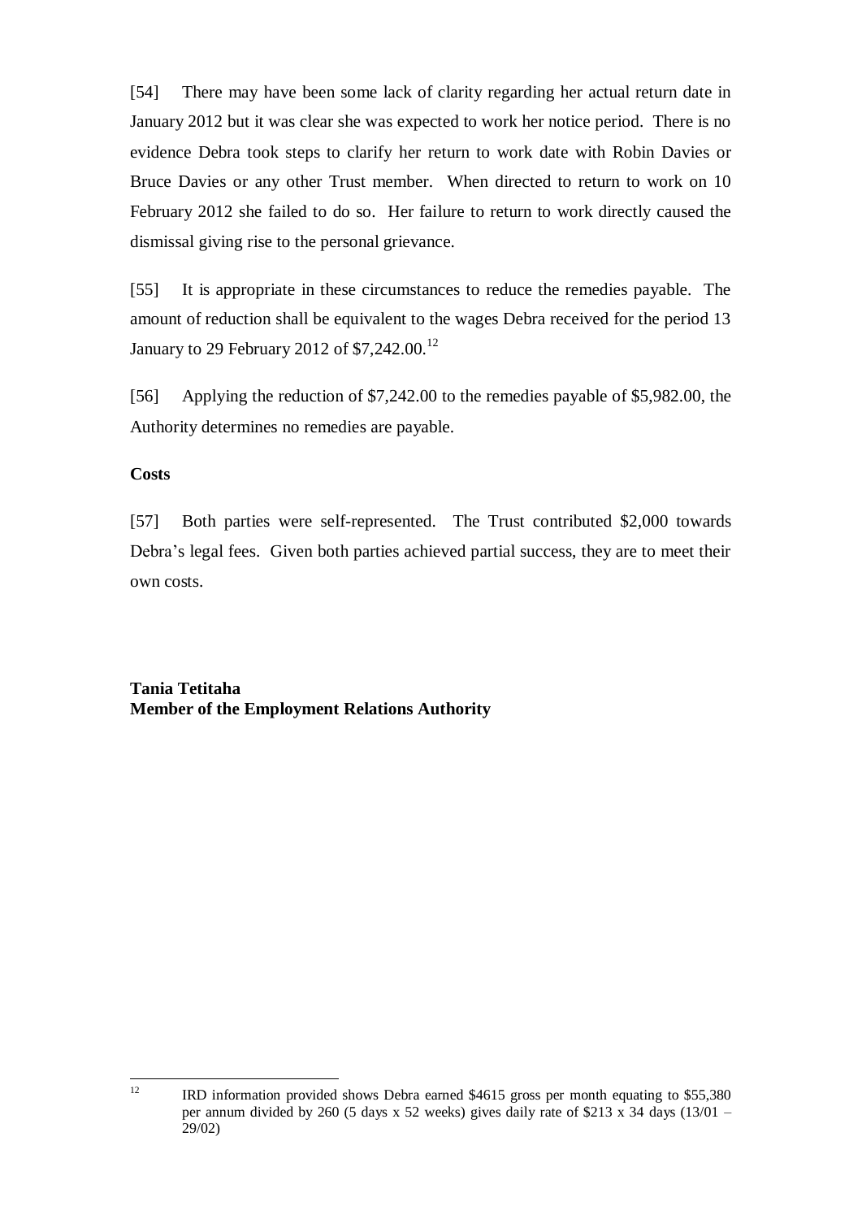[54] There may have been some lack of clarity regarding her actual return date in January 2012 but it was clear she was expected to work her notice period. There is no evidence Debra took steps to clarify her return to work date with Robin Davies or Bruce Davies or any other Trust member. When directed to return to work on 10 February 2012 she failed to do so. Her failure to return to work directly caused the dismissal giving rise to the personal grievance.

[55] It is appropriate in these circumstances to reduce the remedies payable. The amount of reduction shall be equivalent to the wages Debra received for the period 13 January to 29 February 2012 of $7,242.00.[12]

[56] Applying the reduction of $7,242.00 to the remedies payable of $5,982.00, the Authority determines no remedies are payable.

**Costs**

[57] Both parties were self-represented. The Trust contributed $2,000 towards Debra's legal fees. Given both parties achieved partial success, they are to meet their own costs.

**Tania Tetitaha**
**Member of the Employment Relations Authority**

---

[12] IRD information provided shows Debra earned $4615 gross per month equating to $55,380 per annum divided by 260 (5 days x 52 weeks) gives daily rate of $213 x 34 days (13/01 – 29/02)